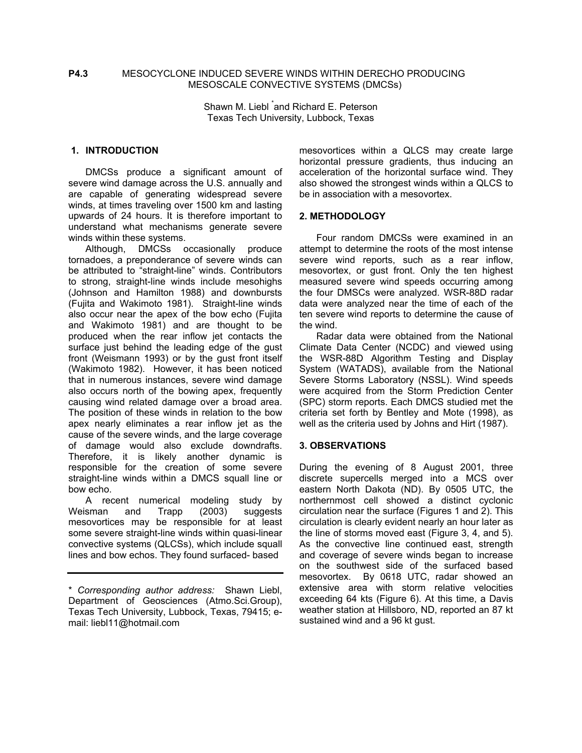**P4.3** MESOCYCLONE INDUCED SEVERE WINDS WITHIN DERECHO PRODUCING MESOSCALE CONVECTIVE SYSTEMS (DMCSs)

Shawn M. Liebl [*] and Richard E. Peterson
Texas Tech University, Lubbock, Texas

## 1. INTRODUCTION

DMCSs produce a significant amount of severe wind damage across the U.S. annually and are capable of generating widespread severe winds, at times traveling over 1500 km and lasting upwards of 24 hours. It is therefore important to understand what mechanisms generate severe winds within these systems.

Although, DMCSs occasionally produce tornadoes, a preponderance of severe winds can be attributed to "straight-line" winds. Contributors to strong, straight-line winds include mesohighs (Johnson and Hamilton 1988) and downbursts (Fujita and Wakimoto 1981). Straight-line winds also occur near the apex of the bow echo (Fujita and Wakimoto 1981) and are thought to be produced when the rear inflow jet contacts the surface just behind the leading edge of the gust front (Weismann 1993) or by the gust front itself (Wakimoto 1982). However, it has been noticed that in numerous instances, severe wind damage also occurs north of the bowing apex, frequently causing wind related damage over a broad area. The position of these winds in relation to the bow apex nearly eliminates a rear inflow jet as the cause of the severe winds, and the large coverage of damage would also exclude downdrafts. Therefore, it is likely another dynamic is responsible for the creation of some severe straight-line winds within a DMCS squall line or bow echo.

A recent numerical modeling study by Weisman and Trapp (2003) suggests mesovortices may be responsible for at least some severe straight-line winds within quasi-linear convective systems (QLCSs), which include squall lines and bow echos. They found surfaced- based mesovortices within a QLCS may create large horizontal pressure gradients, thus inducing an acceleration of the horizontal surface wind. They also showed the strongest winds within a QLCS to be in association with a mesovortex.

## 2. METHODOLOGY

Four random DMCSs were examined in an attempt to determine the roots of the most intense severe wind reports, such as a rear inflow, mesovortex, or gust front. Only the ten highest measured severe wind speeds occurring among the four DMSCs were analyzed. WSR-88D radar data were analyzed near the time of each of the ten severe wind reports to determine the cause of the wind.

Radar data were obtained from the National Climate Data Center (NCDC) and viewed using the WSR-88D Algorithm Testing and Display System (WATADS), available from the National Severe Storms Laboratory (NSSL). Wind speeds were acquired from the Storm Prediction Center (SPC) storm reports. Each DMCS studied met the criteria set forth by Bentley and Mote (1998), as well as the criteria used by Johns and Hirt (1987).

## 3. OBSERVATIONS

During the evening of 8 August 2001, three discrete supercells merged into a MCS over eastern North Dakota (ND). By 0505 UTC, the northernmost cell showed a distinct cyclonic circulation near the surface (Figures 1 and 2). This circulation is clearly evident nearly an hour later as the line of storms moved east (Figure 3, 4, and 5). As the convective line continued east, strength and coverage of severe winds began to increase on the southwest side of the surfaced based mesovortex. By 0618 UTC, radar showed an extensive area with storm relative velocities exceeding 64 kts (Figure 6). At this time, a Davis weather station at Hillsboro, ND, reported an 87 kt sustained wind and a 96 kt gust.

---

* *Corresponding author address:* Shawn Liebl, Department of Geosciences (Atmo.Sci.Group), Texas Tech University, Lubbock, Texas, 79415; e-mail: liebl11@hotmail.com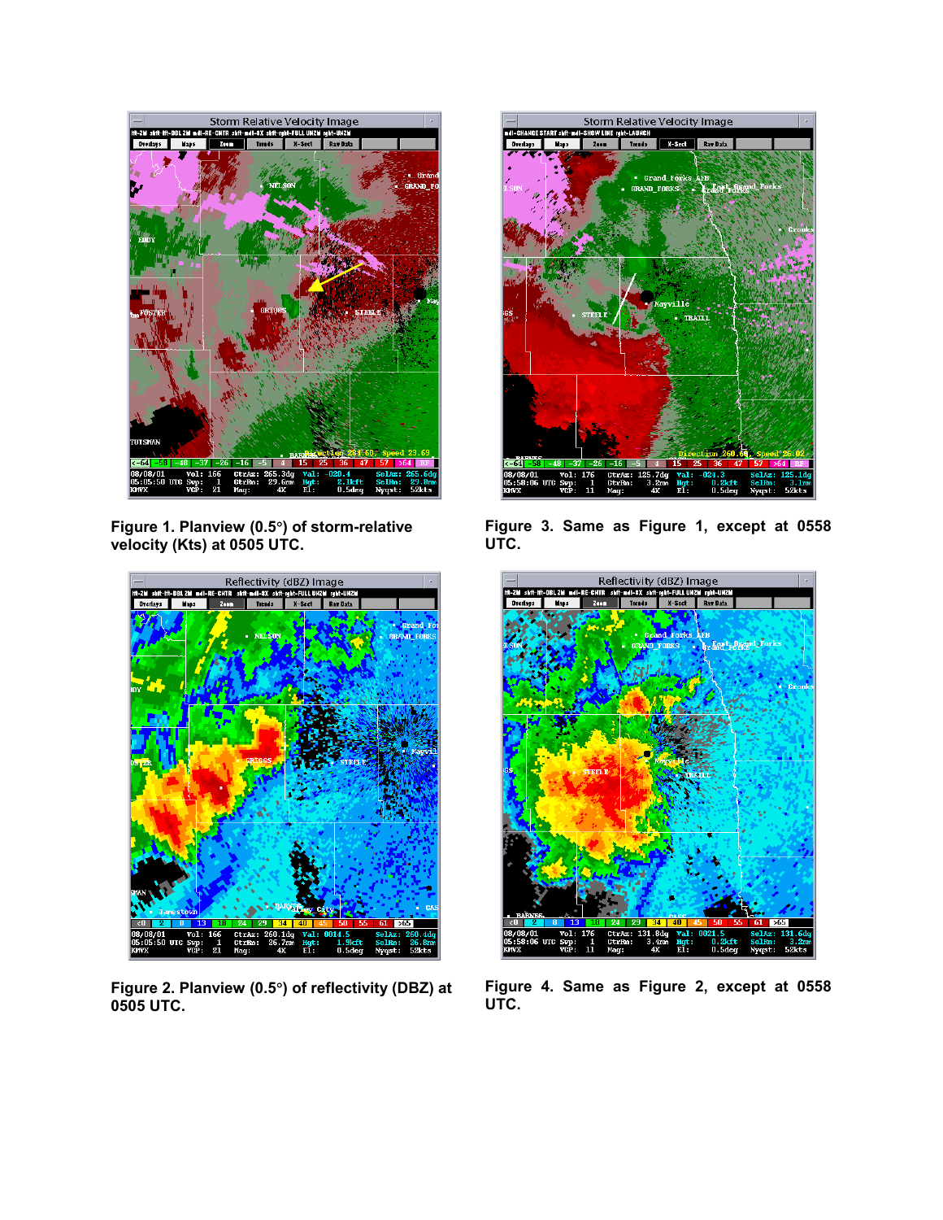Figure 1. Planview (0.5°) of storm-relative velocity (Kts) at 0505 UTC.

Figure 3. Same as Figure 1, except at 0558 UTC.

Figure 2. Planview (0.5°) of reflectivity (DBZ) at 0505 UTC.

Figure 4. Same as Figure 2, except at 0558 UTC.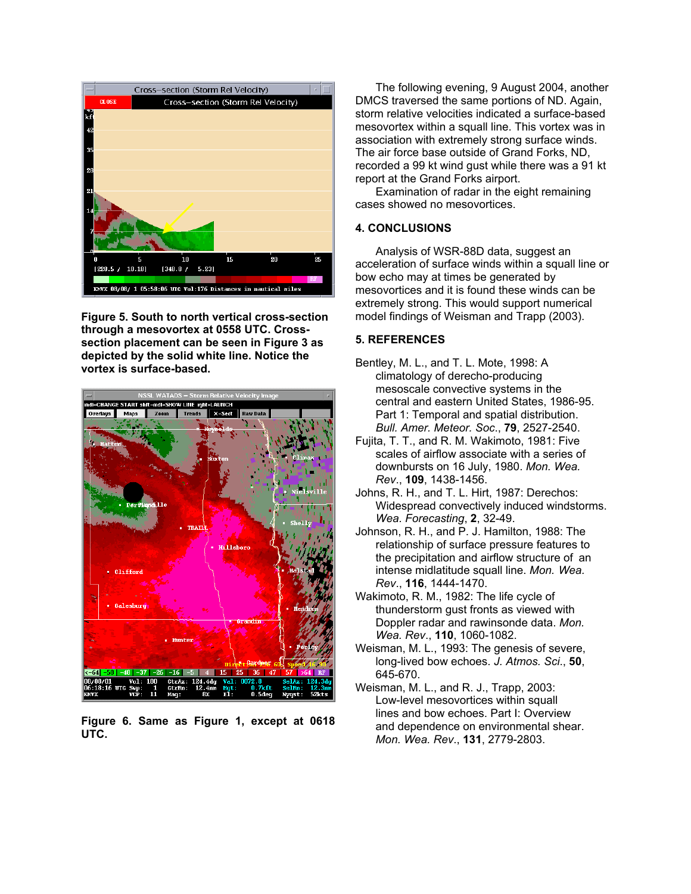**Figure 5. South to north vertical cross-section through a mesovortex at 0558 UTC. Cross-section placement can be seen in Figure 3 as depicted by the solid white line. Notice the vortex is surface-based.**

**Figure 6. Same as Figure 1, except at 0618 UTC.**

The following evening, 9 August 2004, another DMCS traversed the same portions of ND. Again, storm relative velocities indicated a surface-based mesovortex within a squall line. This vortex was in association with extremely strong surface winds. The air force base outside of Grand Forks, ND, recorded a 99 kt wind gust while there was a 91 kt report at the Grand Forks airport.

Examination of radar in the eight remaining cases showed no mesovortices.

## 4. CONCLUSIONS

Analysis of WSR-88D data, suggest an acceleration of surface winds within a squall line or bow echo may at times be generated by mesovortices and it is found these winds can be extremely strong. This would support numerical model findings of Weisman and Trapp (2003).

## 5. REFERENCES

Bentley, M. L., and T. L. Mote, 1998: A climatology of derecho-producing mesoscale convective systems in the central and eastern United States, 1986-95. Part 1: Temporal and spatial distribution. *Bull. Amer. Meteor. Soc.*, **79**, 2527-2540.

Fujita, T. T., and R. M. Wakimoto, 1981: Five scales of airflow associate with a series of downbursts on 16 July, 1980. *Mon. Wea. Rev.*, **109**, 1438-1456.

Johns, R. H., and T. L. Hirt, 1987: Derechos: Widespread convectively induced windstorms. *Wea. Forecasting*, **2**, 32-49.

Johnson, R. H., and P. J. Hamilton, 1988: The relationship of surface pressure features to the precipitation and airflow structure of an intense midlatitude squall line. *Mon. Wea. Rev.*, **116**, 1444-1470.

Wakimoto, R. M., 1982: The life cycle of thunderstorm gust fronts as viewed with Doppler radar and rawinsonde data. *Mon. Wea. Rev.*, **110**, 1060-1082.

Weisman, M. L., 1993: The genesis of severe, long-lived bow echoes. *J. Atmos. Sci.*, **50**, 645-670.

Weisman, M. L., and R. J., Trapp, 2003: Low-level mesovortices within squall lines and bow echoes. Part I: Overview and dependence on environmental shear. *Mon. Wea. Rev.*, **131**, 2779-2803.